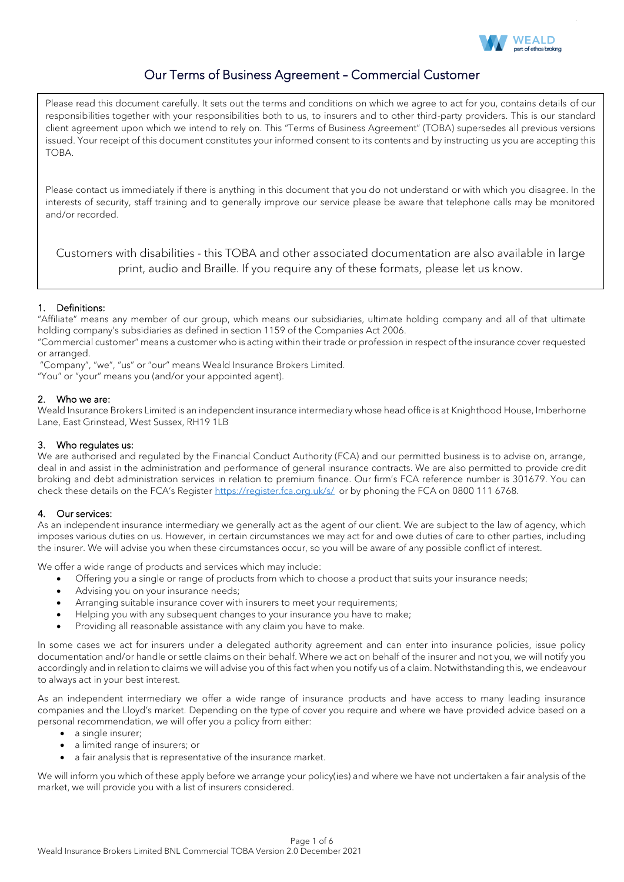# Our Terms of Business Agreement – Commercial Customer

Please read this document carefully. It sets out the terms and conditions on which we agree to act for you, contains details of our responsibilities together with your responsibilities both to us, to insurers and to other third-party providers. This is our standard client agreement upon which we intend to rely on. This "Terms of Business Agreement" (TOBA) supersedes all previous versions issued. Your receipt of this document constitutes your informed consent to its contents and by instructing us you are accepting this TOBA.

Please contact us immediately if there is anything in this document that you do not understand or with which you disagree. In the interests of security, staff training and to generally improve our service please be aware that telephone calls may be monitored and/or recorded.

Customers with disabilities - this TOBA and other associated documentation are also available in large print, audio and Braille. If you require any of these formats, please let us know.

## 1. Definitions:

"Affiliate" means any member of our group, which means our subsidiaries, ultimate holding company and all of that ultimate holding company's subsidiaries as defined in section 1159 of the Companies Act 2006.

"Commercial customer" means a customer who is acting within their trade or profession in respect of the insurance cover requested or arranged.

"Company", "we", "us" or "our" means Weald Insurance Brokers Limited.

"You" or "your" means you (and/or your appointed agent).

## 2. Who we are:

Weald Insurance Brokers Limited is an independent insurance intermediary whose head office is at Knighthood House, Imberhorne Lane, East Grinstead, West Sussex, RH19 1LB

## 3. Who regulates us:

We are authorised and regulated by the Financial Conduct Authority (FCA) and our permitted business is to advise on, arrange, deal in and assist in the administration and performance of general insurance contracts. We are also permitted to provide credit broking and debt administration services in relation to premium finance. Our firm's FCA reference number is 301679. You can check these details on the FCA's Register https://register.fca.org.uk/s/ or by phoning the FCA on 0800 111 6768.

## 4. Our services:

As an independent insurance intermediary we generally act as the agent of our client. We are subject to the law of agency, which imposes various duties on us. However, in certain circumstances we may act for and owe duties of care to other parties, including the insurer. We will advise you when these circumstances occur, so you will be aware of any possible conflict of interest.

We offer a wide range of products and services which may include:

- Offering you a single or range of products from which to choose a product that suits your insurance needs;
- Advising you on your insurance needs;
- Arranging suitable insurance cover with insurers to meet your requirements;
- Helping you with any subsequent changes to your insurance you have to make;
- Providing all reasonable assistance with any claim you have to make.

In some cases we act for insurers under a delegated authority agreement and can enter into insurance policies, issue policy documentation and/or handle or settle claims on their behalf. Where we act on behalf of the insurer and not you, we will notify you accordingly and in relation to claims we will advise you of this fact when you notify us of a claim. Notwithstanding this, we endeavour to always act in your best interest.

As an independent intermediary we offer a wide range of insurance products and have access to many leading insurance companies and the Lloyd's market. Depending on the type of cover you require and where we have provided advice based on a personal recommendation, we will offer you a policy from either:

- a single insurer;
- a limited range of insurers; or
- a fair analysis that is representative of the insurance market.

We will inform you which of these apply before we arrange your policy(ies) and where we have not undertaken a fair analysis of the market, we will provide you with a list of insurers considered.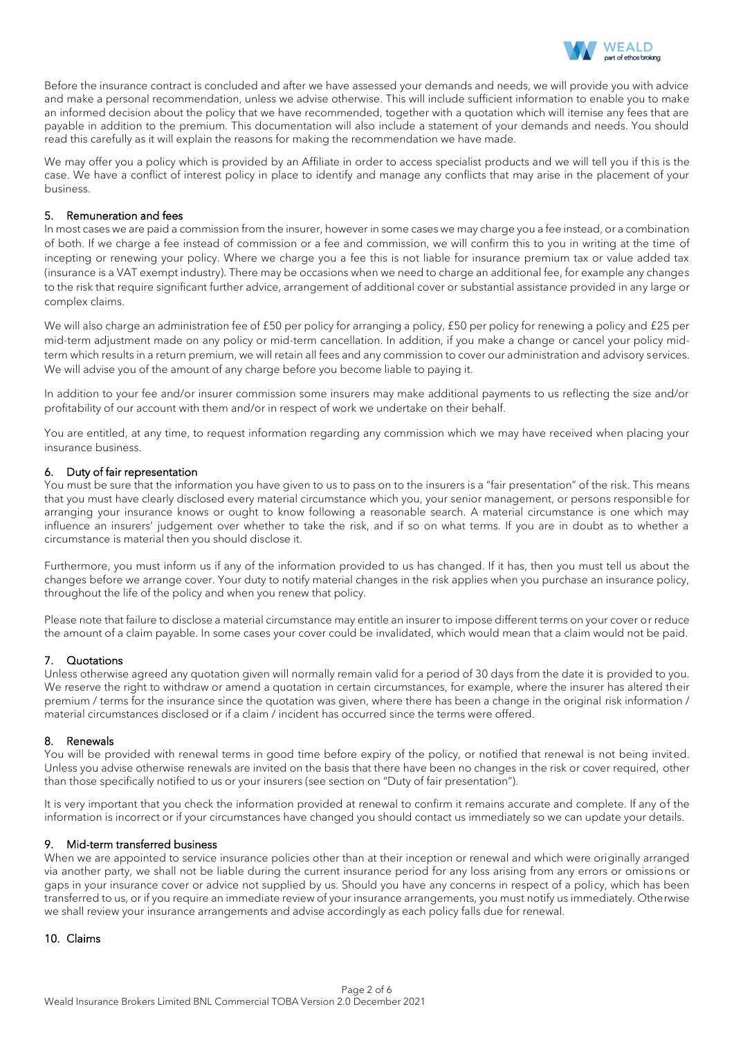Before the insurance contract is concluded and after we have assessed your demands and needs, we will provide you with advice and make a personal recommendation, unless we advise otherwise. This will include sufficient information to enable you to make an informed decision about the policy that we have recommended, together with a quotation which will itemise any fees that are payable in addition to the premium. This documentation will also include a statement of your demands and needs. You should read this carefully as it will explain the reasons for making the recommendation we have made.

We may offer you a policy which is provided by an Affiliate in order to access specialist products and we will tell you if this is the case. We have a conflict of interest policy in place to identify and manage any conflicts that may arise in the placement of your business.

## 5. Remuneration and fees

In most cases we are paid a commission from the insurer, however in some cases we may charge you a fee instead, or a combination of both. If we charge a fee instead of commission or a fee and commission, we will confirm this to you in writing at the time of incepting or renewing your policy. Where we charge you a fee this is not liable for insurance premium tax or value added tax (insurance is a VAT exempt industry). There may be occasions when we need to charge an additional fee, for example any changes to the risk that require significant further advice, arrangement of additional cover or substantial assistance provided in any large or complex claims.

We will also charge an administration fee of £50 per policy for arranging a policy, £50 per policy for renewing a policy and £25 per mid-term adjustment made on any policy or mid-term cancellation. In addition, if you make a change or cancel your policy mid-term which results in a return premium, we will retain all fees and any commission to cover our administration and advisory services. We will advise you of the amount of any charge before you become liable to paying it.

In addition to your fee and/or insurer commission some insurers may make additional payments to us reflecting the size and/or profitability of our account with them and/or in respect of work we undertake on their behalf.

You are entitled, at any time, to request information regarding any commission which we may have received when placing your insurance business.

## 6. Duty of fair representation

You must be sure that the information you have given to us to pass on to the insurers is a "fair presentation" of the risk. This means that you must have clearly disclosed every material circumstance which you, your senior management, or persons responsible for arranging your insurance knows or ought to know following a reasonable search. A material circumstance is one which may influence an insurers' judgement over whether to take the risk, and if so on what terms. If you are in doubt as to whether a circumstance is material then you should disclose it.

Furthermore, you must inform us if any of the information provided to us has changed. If it has, then you must tell us about the changes before we arrange cover. Your duty to notify material changes in the risk applies when you purchase an insurance policy, throughout the life of the policy and when you renew that policy.

Please note that failure to disclose a material circumstance may entitle an insurer to impose different terms on your cover or reduce the amount of a claim payable. In some cases your cover could be invalidated, which would mean that a claim would not be paid.

## 7. Quotations

Unless otherwise agreed any quotation given will normally remain valid for a period of 30 days from the date it is provided to you. We reserve the right to withdraw or amend a quotation in certain circumstances, for example, where the insurer has altered their premium / terms for the insurance since the quotation was given, where there has been a change in the original risk information / material circumstances disclosed or if a claim / incident has occurred since the terms were offered.

## 8. Renewals

You will be provided with renewal terms in good time before expiry of the policy, or notified that renewal is not being invited. Unless you advise otherwise renewals are invited on the basis that there have been no changes in the risk or cover required, other than those specifically notified to us or your insurers (see section on "Duty of fair presentation").

It is very important that you check the information provided at renewal to confirm it remains accurate and complete. If any of the information is incorrect or if your circumstances have changed you should contact us immediately so we can update your details.

## 9. Mid-term transferred business

When we are appointed to service insurance policies other than at their inception or renewal and which were originally arranged via another party, we shall not be liable during the current insurance period for any loss arising from any errors or omissions or gaps in your insurance cover or advice not supplied by us. Should you have any concerns in respect of a policy, which has been transferred to us, or if you require an immediate review of your insurance arrangements, you must notify us immediately. Otherwise we shall review your insurance arrangements and advise accordingly as each policy falls due for renewal.

## 10. Claims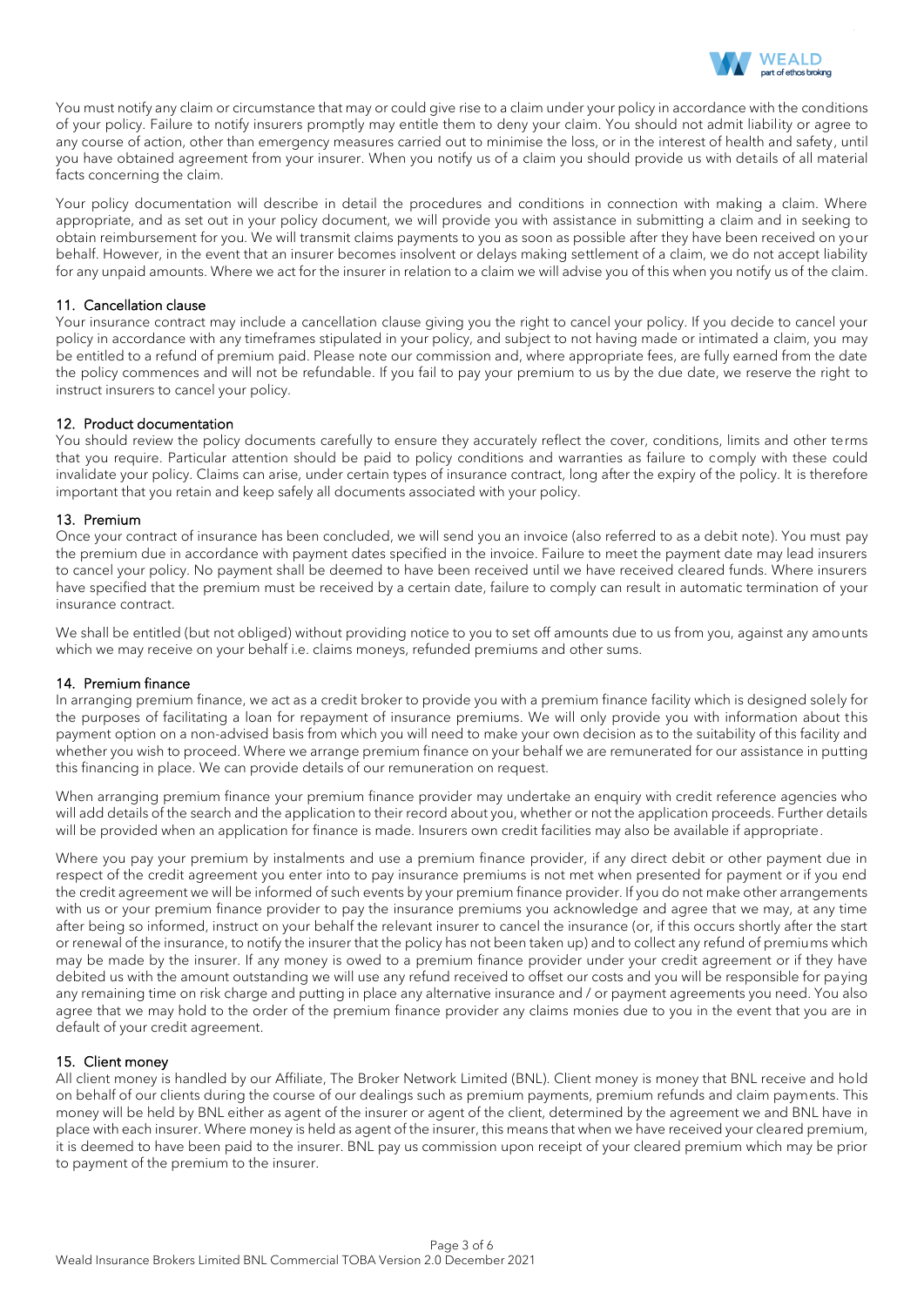You must notify any claim or circumstance that may or could give rise to a claim under your policy in accordance with the conditions of your policy. Failure to notify insurers promptly may entitle them to deny your claim. You should not admit liability or agree to any course of action, other than emergency measures carried out to minimise the loss, or in the interest of health and safety, until you have obtained agreement from your insurer. When you notify us of a claim you should provide us with details of all material facts concerning the claim.

Your policy documentation will describe in detail the procedures and conditions in connection with making a claim. Where appropriate, and as set out in your policy document, we will provide you with assistance in submitting a claim and in seeking to obtain reimbursement for you. We will transmit claims payments to you as soon as possible after they have been received on your behalf. However, in the event that an insurer becomes insolvent or delays making settlement of a claim, we do not accept liability for any unpaid amounts. Where we act for the insurer in relation to a claim we will advise you of this when you notify us of the claim.

## 11. Cancellation clause

Your insurance contract may include a cancellation clause giving you the right to cancel your policy. If you decide to cancel your policy in accordance with any timeframes stipulated in your policy, and subject to not having made or intimated a claim, you may be entitled to a refund of premium paid. Please note our commission and, where appropriate fees, are fully earned from the date the policy commences and will not be refundable. If you fail to pay your premium to us by the due date, we reserve the right to instruct insurers to cancel your policy.

## 12. Product documentation

You should review the policy documents carefully to ensure they accurately reflect the cover, conditions, limits and other terms that you require. Particular attention should be paid to policy conditions and warranties as failure to comply with these could invalidate your policy. Claims can arise, under certain types of insurance contract, long after the expiry of the policy. It is therefore important that you retain and keep safely all documents associated with your policy.

## 13. Premium

Once your contract of insurance has been concluded, we will send you an invoice (also referred to as a debit note). You must pay the premium due in accordance with payment dates specified in the invoice. Failure to meet the payment date may lead insurers to cancel your policy. No payment shall be deemed to have been received until we have received cleared funds. Where insurers have specified that the premium must be received by a certain date, failure to comply can result in automatic termination of your insurance contract.

We shall be entitled (but not obliged) without providing notice to you to set off amounts due to us from you, against any amounts which we may receive on your behalf i.e. claims moneys, refunded premiums and other sums.

## 14. Premium finance

In arranging premium finance, we act as a credit broker to provide you with a premium finance facility which is designed solely for the purposes of facilitating a loan for repayment of insurance premiums. We will only provide you with information about this payment option on a non-advised basis from which you will need to make your own decision as to the suitability of this facility and whether you wish to proceed. Where we arrange premium finance on your behalf we are remunerated for our assistance in putting this financing in place. We can provide details of our remuneration on request.

When arranging premium finance your premium finance provider may undertake an enquiry with credit reference agencies who will add details of the search and the application to their record about you, whether or not the application proceeds. Further details will be provided when an application for finance is made. Insurers own credit facilities may also be available if appropriate.

Where you pay your premium by instalments and use a premium finance provider, if any direct debit or other payment due in respect of the credit agreement you enter into to pay insurance premiums is not met when presented for payment or if you end the credit agreement we will be informed of such events by your premium finance provider. If you do not make other arrangements with us or your premium finance provider to pay the insurance premiums you acknowledge and agree that we may, at any time after being so informed, instruct on your behalf the relevant insurer to cancel the insurance (or, if this occurs shortly after the start or renewal of the insurance, to notify the insurer that the policy has not been taken up) and to collect any refund of premiums which may be made by the insurer. If any money is owed to a premium finance provider under your credit agreement or if they have debited us with the amount outstanding we will use any refund received to offset our costs and you will be responsible for paying any remaining time on risk charge and putting in place any alternative insurance and / or payment agreements you need. You also agree that we may hold to the order of the premium finance provider any claims monies due to you in the event that you are in default of your credit agreement.

## 15. Client money

All client money is handled by our Affiliate, The Broker Network Limited (BNL). Client money is money that BNL receive and hold on behalf of our clients during the course of our dealings such as premium payments, premium refunds and claim payments. This money will be held by BNL either as agent of the insurer or agent of the client, determined by the agreement we and BNL have in place with each insurer. Where money is held as agent of the insurer, this means that when we have received your cleared premium, it is deemed to have been paid to the insurer. BNL pay us commission upon receipt of your cleared premium which may be prior to payment of the premium to the insurer.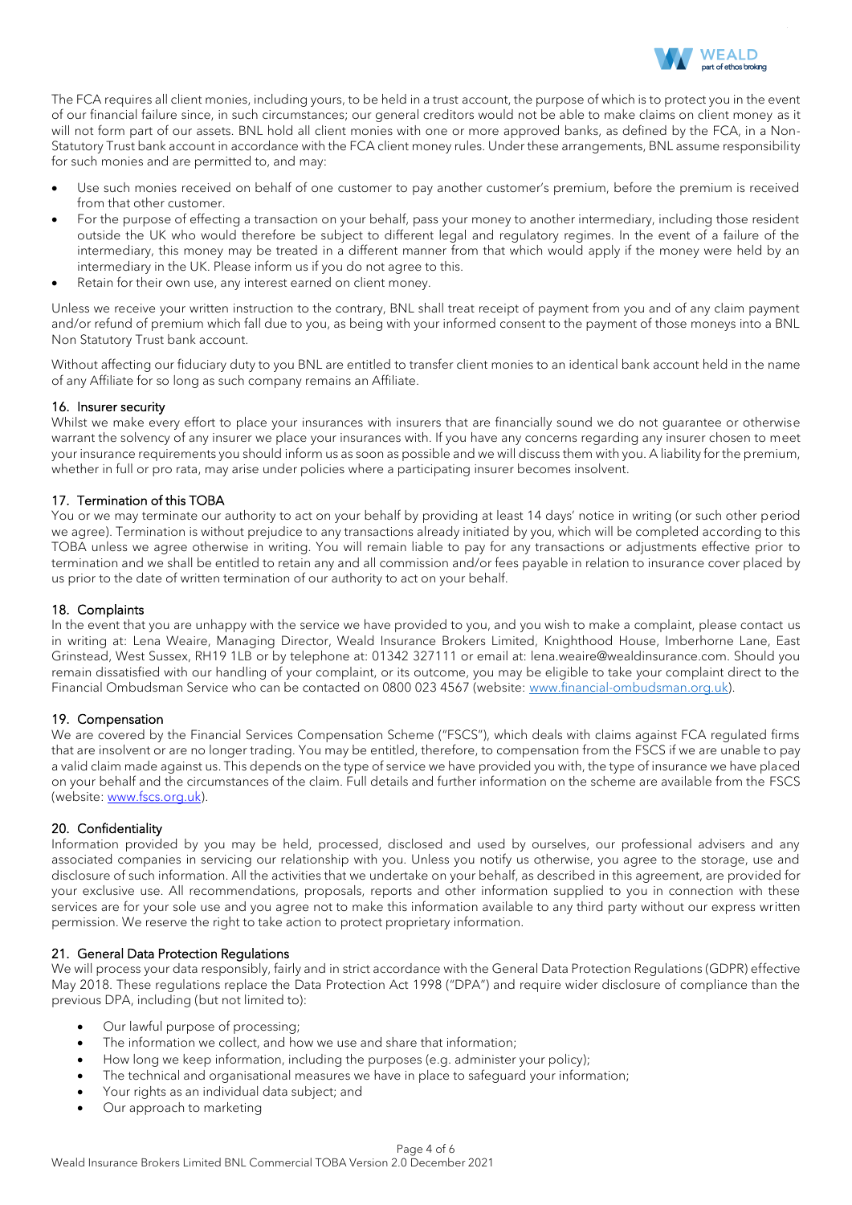The FCA requires all client monies, including yours, to be held in a trust account, the purpose of which is to protect you in the event of our financial failure since, in such circumstances; our general creditors would not be able to make claims on client money as it will not form part of our assets. BNL hold all client monies with one or more approved banks, as defined by the FCA, in a Non-Statutory Trust bank account in accordance with the FCA client money rules. Under these arrangements, BNL assume responsibility for such monies and are permitted to, and may:

- Use such monies received on behalf of one customer to pay another customer's premium, before the premium is received from that other customer.
- For the purpose of effecting a transaction on your behalf, pass your money to another intermediary, including those resident outside the UK who would therefore be subject to different legal and regulatory regimes. In the event of a failure of the intermediary, this money may be treated in a different manner from that which would apply if the money were held by an intermediary in the UK. Please inform us if you do not agree to this.
- Retain for their own use, any interest earned on client money.

Unless we receive your written instruction to the contrary, BNL shall treat receipt of payment from you and of any claim payment and/or refund of premium which fall due to you, as being with your informed consent to the payment of those moneys into a BNL Non Statutory Trust bank account.

Without affecting our fiduciary duty to you BNL are entitled to transfer client monies to an identical bank account held in the name of any Affiliate for so long as such company remains an Affiliate.

## 16. Insurer security

Whilst we make every effort to place your insurances with insurers that are financially sound we do not guarantee or otherwise warrant the solvency of any insurer we place your insurances with. If you have any concerns regarding any insurer chosen to meet your insurance requirements you should inform us as soon as possible and we will discuss them with you. A liability for the premium, whether in full or pro rata, may arise under policies where a participating insurer becomes insolvent.

## 17. Termination of this TOBA

You or we may terminate our authority to act on your behalf by providing at least 14 days' notice in writing (or such other period we agree). Termination is without prejudice to any transactions already initiated by you, which will be completed according to this TOBA unless we agree otherwise in writing. You will remain liable to pay for any transactions or adjustments effective prior to termination and we shall be entitled to retain any and all commission and/or fees payable in relation to insurance cover placed by us prior to the date of written termination of our authority to act on your behalf.

## 18. Complaints

In the event that you are unhappy with the service we have provided to you, and you wish to make a complaint, please contact us in writing at: Lena Weaire, Managing Director, Weald Insurance Brokers Limited, Knighthood House, Imberhorne Lane, East Grinstead, West Sussex, RH19 1LB or by telephone at: 01342 327111 or email at: lena.weaire@wealdinsurance.com. Should you remain dissatisfied with our handling of your complaint, or its outcome, you may be eligible to take your complaint direct to the Financial Ombudsman Service who can be contacted on 0800 023 4567 (website: www.financial-ombudsman.org.uk).

## 19. Compensation

We are covered by the Financial Services Compensation Scheme ("FSCS"), which deals with claims against FCA regulated firms that are insolvent or are no longer trading. You may be entitled, therefore, to compensation from the FSCS if we are unable to pay a valid claim made against us. This depends on the type of service we have provided you with, the type of insurance we have placed on your behalf and the circumstances of the claim. Full details and further information on the scheme are available from the FSCS (website: www.fscs.org.uk).

## 20. Confidentiality

Information provided by you may be held, processed, disclosed and used by ourselves, our professional advisers and any associated companies in servicing our relationship with you. Unless you notify us otherwise, you agree to the storage, use and disclosure of such information. All the activities that we undertake on your behalf, as described in this agreement, are provided for your exclusive use. All recommendations, proposals, reports and other information supplied to you in connection with these services are for your sole use and you agree not to make this information available to any third party without our express written permission. We reserve the right to take action to protect proprietary information.

## 21. General Data Protection Regulations

We will process your data responsibly, fairly and in strict accordance with the General Data Protection Regulations (GDPR) effective May 2018. These regulations replace the Data Protection Act 1998 ("DPA") and require wider disclosure of compliance than the previous DPA, including (but not limited to):

- Our lawful purpose of processing;
- The information we collect, and how we use and share that information;
- How long we keep information, including the purposes (e.g. administer your policy);
- The technical and organisational measures we have in place to safeguard your information;
- Your rights as an individual data subject; and
- Our approach to marketing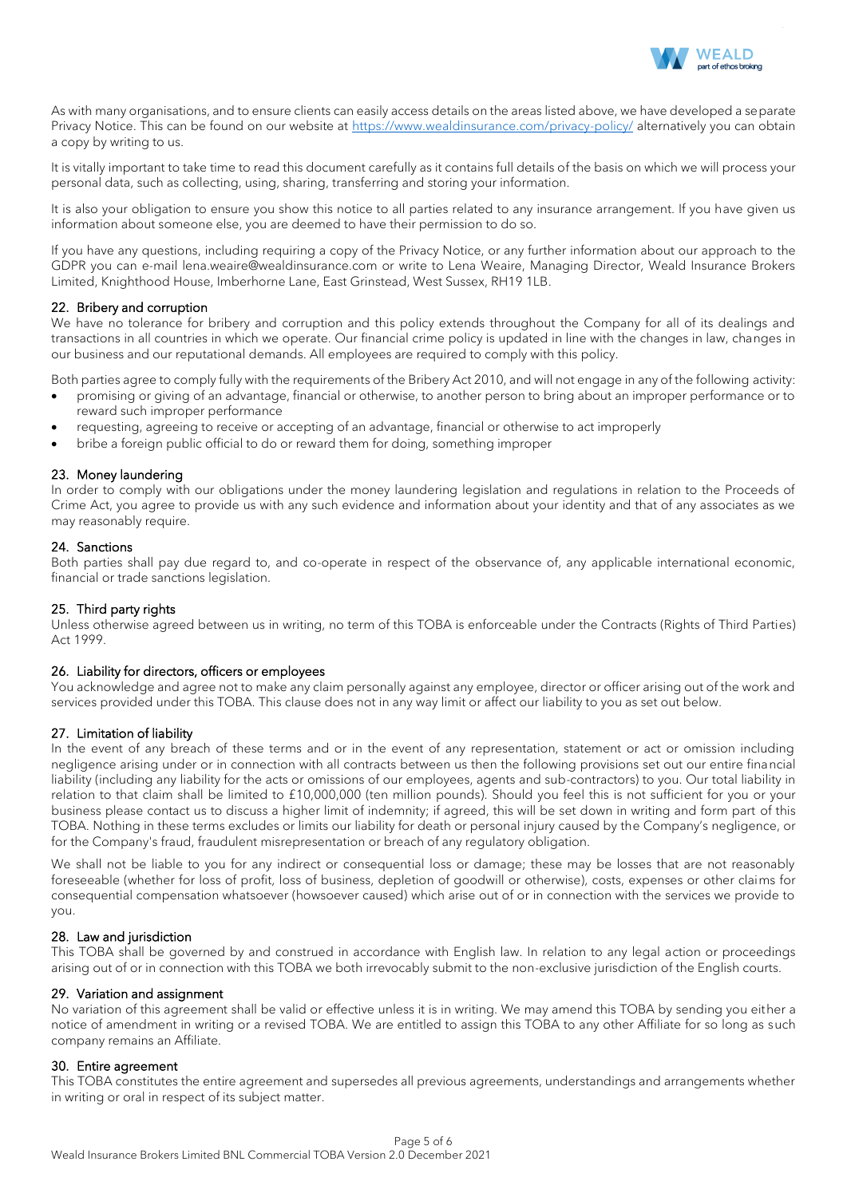As with many organisations, and to ensure clients can easily access details on the areas listed above, we have developed a separate Privacy Notice. This can be found on our website at https://www.wealdinsurance.com/privacy-policy/ alternatively you can obtain a copy by writing to us.

It is vitally important to take time to read this document carefully as it contains full details of the basis on which we will process your personal data, such as collecting, using, sharing, transferring and storing your information.

It is also your obligation to ensure you show this notice to all parties related to any insurance arrangement. If you have given us information about someone else, you are deemed to have their permission to do so.

If you have any questions, including requiring a copy of the Privacy Notice, or any further information about our approach to the GDPR you can e-mail lena.weaire@wealdinsurance.com or write to Lena Weaire, Managing Director, Weald Insurance Brokers Limited, Knighthood House, Imberhorne Lane, East Grinstead, West Sussex, RH19 1LB.

## 22. Bribery and corruption

We have no tolerance for bribery and corruption and this policy extends throughout the Company for all of its dealings and transactions in all countries in which we operate. Our financial crime policy is updated in line with the changes in law, changes in our business and our reputational demands. All employees are required to comply with this policy.

Both parties agree to comply fully with the requirements of the Bribery Act 2010, and will not engage in any of the following activity:

- promising or giving of an advantage, financial or otherwise, to another person to bring about an improper performance or to reward such improper performance
- requesting, agreeing to receive or accepting of an advantage, financial or otherwise to act improperly
- bribe a foreign public official to do or reward them for doing, something improper

## 23. Money laundering

In order to comply with our obligations under the money laundering legislation and regulations in relation to the Proceeds of Crime Act, you agree to provide us with any such evidence and information about your identity and that of any associates as we may reasonably require.

## 24. Sanctions

Both parties shall pay due regard to, and co-operate in respect of the observance of, any applicable international economic, financial or trade sanctions legislation.

## 25. Third party rights

Unless otherwise agreed between us in writing, no term of this TOBA is enforceable under the Contracts (Rights of Third Parties) Act 1999.

## 26. Liability for directors, officers or employees

You acknowledge and agree not to make any claim personally against any employee, director or officer arising out of the work and services provided under this TOBA. This clause does not in any way limit or affect our liability to you as set out below.

## 27. Limitation of liability

In the event of any breach of these terms and or in the event of any representation, statement or act or omission including negligence arising under or in connection with all contracts between us then the following provisions set out our entire financial liability (including any liability for the acts or omissions of our employees, agents and sub-contractors) to you. Our total liability in relation to that claim shall be limited to £10,000,000 (ten million pounds). Should you feel this is not sufficient for you or your business please contact us to discuss a higher limit of indemnity; if agreed, this will be set down in writing and form part of this TOBA. Nothing in these terms excludes or limits our liability for death or personal injury caused by the Company's negligence, or for the Company's fraud, fraudulent misrepresentation or breach of any regulatory obligation.

We shall not be liable to you for any indirect or consequential loss or damage; these may be losses that are not reasonably foreseeable (whether for loss of profit, loss of business, depletion of goodwill or otherwise), costs, expenses or other claims for consequential compensation whatsoever (howsoever caused) which arise out of or in connection with the services we provide to you.

## 28. Law and jurisdiction

This TOBA shall be governed by and construed in accordance with English law. In relation to any legal action or proceedings arising out of or in connection with this TOBA we both irrevocably submit to the non-exclusive jurisdiction of the English courts.

## 29. Variation and assignment

No variation of this agreement shall be valid or effective unless it is in writing. We may amend this TOBA by sending you either a notice of amendment in writing or a revised TOBA. We are entitled to assign this TOBA to any other Affiliate for so long as such company remains an Affiliate.

## 30. Entire agreement

This TOBA constitutes the entire agreement and supersedes all previous agreements, understandings and arrangements whether in writing or oral in respect of its subject matter.